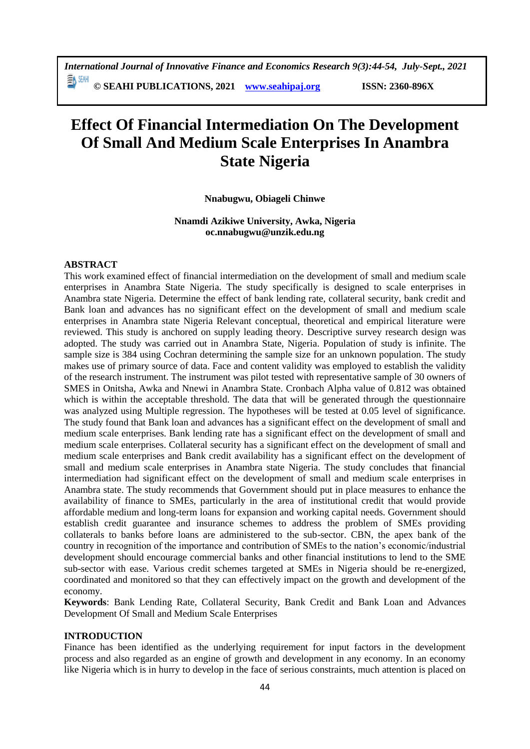# Effect Of Financial Intermediation On The Development Of Small And Medium Scale Enterprises In Anambra State Nigeria

**Nnabugwu, Obiageli Chinwe**

**Nnamdi Azikiwe University, Awka, Nigeria**
**oc.nnabugwu@unzik.edu.ng**

## ABSTRACT

This work examined effect of financial intermediation on the development of small and medium scale enterprises in Anambra State Nigeria. The study specifically is designed to scale enterprises in Anambra state Nigeria. Determine the effect of bank lending rate, collateral security, bank credit and Bank loan and advances has no significant effect on the development of small and medium scale enterprises in Anambra state Nigeria Relevant conceptual, theoretical and empirical literature were reviewed. This study is anchored on supply leading theory. Descriptive survey research design was adopted. The study was carried out in Anambra State, Nigeria. Population of study is infinite. The sample size is 384 using Cochran determining the sample size for an unknown population. The study makes use of primary source of data. Face and content validity was employed to establish the validity of the research instrument. The instrument was pilot tested with representative sample of 30 owners of SMES in Onitsha, Awka and Nnewi in Anambra State. Cronbach Alpha value of 0.812 was obtained which is within the acceptable threshold. The data that will be generated through the questionnaire was analyzed using Multiple regression. The hypotheses will be tested at 0.05 level of significance. The study found that Bank loan and advances has a significant effect on the development of small and medium scale enterprises. Bank lending rate has a significant effect on the development of small and medium scale enterprises. Collateral security has a significant effect on the development of small and medium scale enterprises and Bank credit availability has a significant effect on the development of small and medium scale enterprises in Anambra state Nigeria. The study concludes that financial intermediation had significant effect on the development of small and medium scale enterprises in Anambra state. The study recommends that Government should put in place measures to enhance the availability of finance to SMEs, particularly in the area of institutional credit that would provide affordable medium and long-term loans for expansion and working capital needs. Government should establish credit guarantee and insurance schemes to address the problem of SMEs providing collaterals to banks before loans are administered to the sub-sector. CBN, the apex bank of the country in recognition of the importance and contribution of SMEs to the nation's economic/industrial development should encourage commercial banks and other financial institutions to lend to the SME sub-sector with ease. Various credit schemes targeted at SMEs in Nigeria should be re-energized, coordinated and monitored so that they can effectively impact on the growth and development of the economy.

**Keywords**: Bank Lending Rate, Collateral Security, Bank Credit and Bank Loan and Advances Development Of Small and Medium Scale Enterprises

## INTRODUCTION

Finance has been identified as the underlying requirement for input factors in the development process and also regarded as an engine of growth and development in any economy. In an economy like Nigeria which is in hurry to develop in the face of serious constraints, much attention is placed on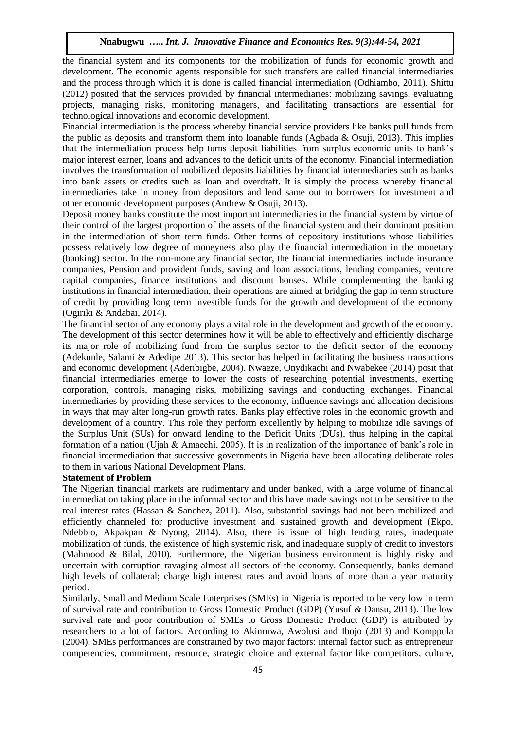the financial system and its components for the mobilization of funds for economic growth and development. The economic agents responsible for such transfers are called financial intermediaries and the process through which it is done is called financial intermediation (Odhiambo, 2011). Shittu (2012) posited that the services provided by financial intermediaries: mobilizing savings, evaluating projects, managing risks, monitoring managers, and facilitating transactions are essential for technological innovations and economic development.

Financial intermediation is the process whereby financial service providers like banks pull funds from the public as deposits and transform them into loanable funds (Agbada & Osuji, 2013). This implies that the intermediation process help turns deposit liabilities from surplus economic units to bank's major interest earner, loans and advances to the deficit units of the economy. Financial intermediation involves the transformation of mobilized deposits liabilities by financial intermediaries such as banks into bank assets or credits such as loan and overdraft. It is simply the process whereby financial intermediaries take in money from depositors and lend same out to borrowers for investment and other economic development purposes (Andrew & Osuji, 2013).

Deposit money banks constitute the most important intermediaries in the financial system by virtue of their control of the largest proportion of the assets of the financial system and their dominant position in the intermediation of short term funds. Other forms of depository institutions whose liabilities possess relatively low degree of moneyness also play the financial intermediation in the monetary (banking) sector. In the non-monetary financial sector, the financial intermediaries include insurance companies, Pension and provident funds, saving and loan associations, lending companies, venture capital companies, finance institutions and discount houses. While complementing the banking institutions in financial intermediation, their operations are aimed at bridging the gap in term structure of credit by providing long term investible funds for the growth and development of the economy (Ogiriki & Andabai, 2014).

The financial sector of any economy plays a vital role in the development and growth of the economy. The development of this sector determines how it will be able to effectively and efficiently discharge its major role of mobilizing fund from the surplus sector to the deficit sector of the economy (Adekunle, Salami & Adedipe 2013). This sector has helped in facilitating the business transactions and economic development (Aderibigbe, 2004). Nwaeze, Onydikachi and Nwabekee (2014) posit that financial intermediaries emerge to lower the costs of researching potential investments, exerting corporation, controls, managing risks, mobilizing savings and conducting exchanges. Financial intermediaries by providing these services to the economy, influence savings and allocation decisions in ways that may alter long-run growth rates. Banks play effective roles in the economic growth and development of a country. This role they perform excellently by helping to mobilize idle savings of the Surplus Unit (SUs) for onward lending to the Deficit Units (DUs), thus helping in the capital formation of a nation (Ujah & Amaechi, 2005). It is in realization of the importance of bank's role in financial intermediation that successive governments in Nigeria have been allocating deliberate roles to them in various National Development Plans.

**Statement of Problem**

The Nigerian financial markets are rudimentary and under banked, with a large volume of financial intermediation taking place in the informal sector and this have made savings not to be sensitive to the real interest rates (Hassan & Sanchez, 2011). Also, substantial savings had not been mobilized and efficiently channeled for productive investment and sustained growth and development (Ekpo, Ndebbio, Akpakpan & Nyong, 2014). Also, there is issue of high lending rates, inadequate mobilization of funds, the existence of high systemic risk, and inadequate supply of credit to investors (Mahmood & Bilal, 2010). Furthermore, the Nigerian business environment is highly risky and uncertain with corruption ravaging almost all sectors of the economy. Consequently, banks demand high levels of collateral; charge high interest rates and avoid loans of more than a year maturity period.

Similarly, Small and Medium Scale Enterprises (SMEs) in Nigeria is reported to be very low in term of survival rate and contribution to Gross Domestic Product (GDP) (Yusuf & Dansu, 2013). The low survival rate and poor contribution of SMEs to Gross Domestic Product (GDP) is attributed by researchers to a lot of factors. According to Akinruwa, Awolusi and Ibojo (2013) and Komppula (2004), SMEs performances are constrained by two major factors: internal factor such as entrepreneur competencies, commitment, resource, strategic choice and external factor like competitors, culture,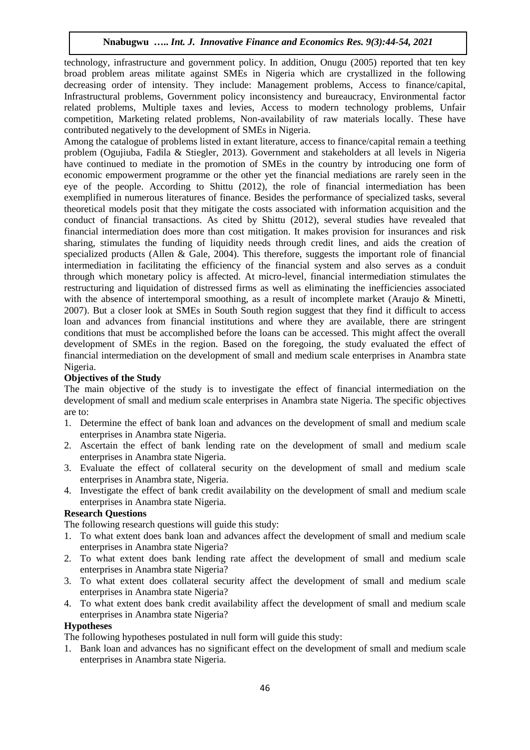technology, infrastructure and government policy. In addition, Onugu (2005) reported that ten key broad problem areas militate against SMEs in Nigeria which are crystallized in the following decreasing order of intensity. They include: Management problems, Access to finance/capital, Infrastructural problems, Government policy inconsistency and bureaucracy, Environmental factor related problems, Multiple taxes and levies, Access to modern technology problems, Unfair competition, Marketing related problems, Non-availability of raw materials locally. These have contributed negatively to the development of SMEs in Nigeria.

Among the catalogue of problems listed in extant literature, access to finance/capital remain a teething problem (Ogujiuba, Fadila & Stiegler, 2013). Government and stakeholders at all levels in Nigeria have continued to mediate in the promotion of SMEs in the country by introducing one form of economic empowerment programme or the other yet the financial mediations are rarely seen in the eye of the people. According to Shittu (2012), the role of financial intermediation has been exemplified in numerous literatures of finance. Besides the performance of specialized tasks, several theoretical models posit that they mitigate the costs associated with information acquisition and the conduct of financial transactions. As cited by Shittu (2012), several studies have revealed that financial intermediation does more than cost mitigation. It makes provision for insurances and risk sharing, stimulates the funding of liquidity needs through credit lines, and aids the creation of specialized products (Allen & Gale, 2004). This therefore, suggests the important role of financial intermediation in facilitating the efficiency of the financial system and also serves as a conduit through which monetary policy is affected. At micro-level, financial intermediation stimulates the restructuring and liquidation of distressed firms as well as eliminating the inefficiencies associated with the absence of intertemporal smoothing, as a result of incomplete market (Araujo & Minetti, 2007). But a closer look at SMEs in South South region suggest that they find it difficult to access loan and advances from financial institutions and where they are available, there are stringent conditions that must be accomplished before the loans can be accessed. This might affect the overall development of SMEs in the region. Based on the foregoing, the study evaluated the effect of financial intermediation on the development of small and medium scale enterprises in Anambra state Nigeria.

**Objectives of the Study**

The main objective of the study is to investigate the effect of financial intermediation on the development of small and medium scale enterprises in Anambra state Nigeria. The specific objectives are to:

1. Determine the effect of bank loan and advances on the development of small and medium scale enterprises in Anambra state Nigeria.
2. Ascertain the effect of bank lending rate on the development of small and medium scale enterprises in Anambra state Nigeria.
3. Evaluate the effect of collateral security on the development of small and medium scale enterprises in Anambra state, Nigeria.
4. Investigate the effect of bank credit availability on the development of small and medium scale enterprises in Anambra state Nigeria.

**Research Questions**

The following research questions will guide this study:

1. To what extent does bank loan and advances affect the development of small and medium scale enterprises in Anambra state Nigeria?
2. To what extent does bank lending rate affect the development of small and medium scale enterprises in Anambra state Nigeria?
3. To what extent does collateral security affect the development of small and medium scale enterprises in Anambra state Nigeria?
4. To what extent does bank credit availability affect the development of small and medium scale enterprises in Anambra state Nigeria?

**Hypotheses**

The following hypotheses postulated in null form will guide this study:

1. Bank loan and advances has no significant effect on the development of small and medium scale enterprises in Anambra state Nigeria.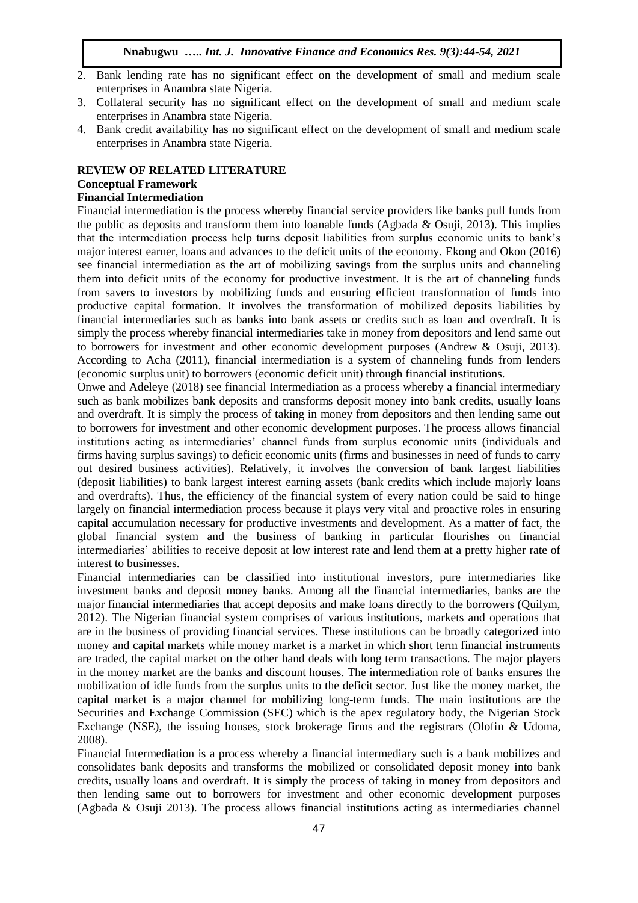2. Bank lending rate has no significant effect on the development of small and medium scale enterprises in Anambra state Nigeria.
3. Collateral security has no significant effect on the development of small and medium scale enterprises in Anambra state Nigeria.
4. Bank credit availability has no significant effect on the development of small and medium scale enterprises in Anambra state Nigeria.

## REVIEW OF RELATED LITERATURE

### Conceptual Framework

### Financial Intermediation

Financial intermediation is the process whereby financial service providers like banks pull funds from the public as deposits and transform them into loanable funds (Agbada & Osuji, 2013). This implies that the intermediation process help turns deposit liabilities from surplus economic units to bank's major interest earner, loans and advances to the deficit units of the economy. Ekong and Okon (2016) see financial intermediation as the art of mobilizing savings from the surplus units and channeling them into deficit units of the economy for productive investment. It is the art of channeling funds from savers to investors by mobilizing funds and ensuring efficient transformation of funds into productive capital formation. It involves the transformation of mobilized deposits liabilities by financial intermediaries such as banks into bank assets or credits such as loan and overdraft. It is simply the process whereby financial intermediaries take in money from depositors and lend same out to borrowers for investment and other economic development purposes (Andrew & Osuji, 2013). According to Acha (2011), financial intermediation is a system of channeling funds from lenders (economic surplus unit) to borrowers (economic deficit unit) through financial institutions.

Onwe and Adeleye (2018) see financial Intermediation as a process whereby a financial intermediary such as bank mobilizes bank deposits and transforms deposit money into bank credits, usually loans and overdraft. It is simply the process of taking in money from depositors and then lending same out to borrowers for investment and other economic development purposes. The process allows financial institutions acting as intermediaries' channel funds from surplus economic units (individuals and firms having surplus savings) to deficit economic units (firms and businesses in need of funds to carry out desired business activities). Relatively, it involves the conversion of bank largest liabilities (deposit liabilities) to bank largest interest earning assets (bank credits which include majorly loans and overdrafts). Thus, the efficiency of the financial system of every nation could be said to hinge largely on financial intermediation process because it plays very vital and proactive roles in ensuring capital accumulation necessary for productive investments and development. As a matter of fact, the global financial system and the business of banking in particular flourishes on financial intermediaries' abilities to receive deposit at low interest rate and lend them at a pretty higher rate of interest to businesses.

Financial intermediaries can be classified into institutional investors, pure intermediaries like investment banks and deposit money banks. Among all the financial intermediaries, banks are the major financial intermediaries that accept deposits and make loans directly to the borrowers (Quilym, 2012). The Nigerian financial system comprises of various institutions, markets and operations that are in the business of providing financial services. These institutions can be broadly categorized into money and capital markets while money market is a market in which short term financial instruments are traded, the capital market on the other hand deals with long term transactions. The major players in the money market are the banks and discount houses. The intermediation role of banks ensures the mobilization of idle funds from the surplus units to the deficit sector. Just like the money market, the capital market is a major channel for mobilizing long-term funds. The main institutions are the Securities and Exchange Commission (SEC) which is the apex regulatory body, the Nigerian Stock Exchange (NSE), the issuing houses, stock brokerage firms and the registrars (Olofin & Udoma, 2008).

Financial Intermediation is a process whereby a financial intermediary such is a bank mobilizes and consolidates bank deposits and transforms the mobilized or consolidated deposit money into bank credits, usually loans and overdraft. It is simply the process of taking in money from depositors and then lending same out to borrowers for investment and other economic development purposes (Agbada & Osuji 2013). The process allows financial institutions acting as intermediaries channel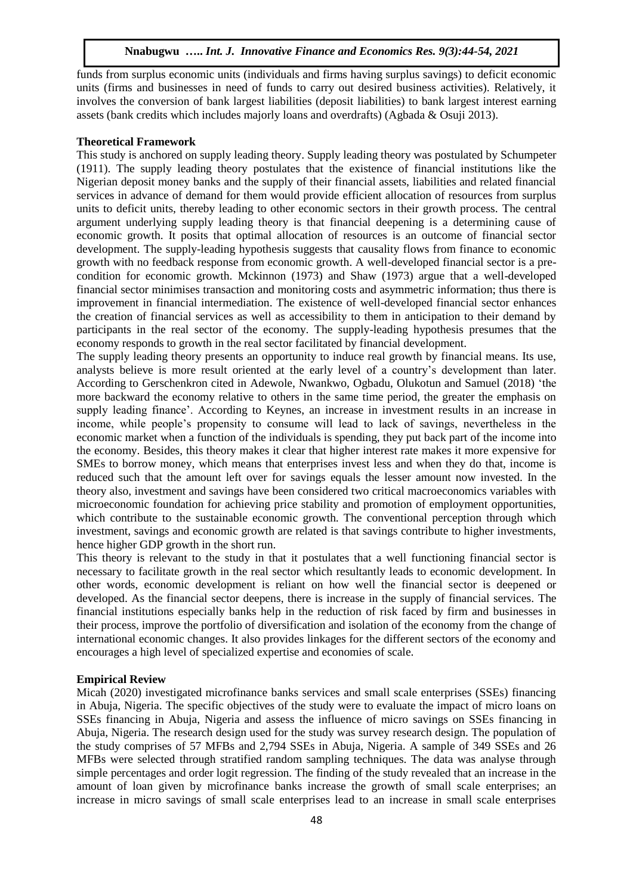funds from surplus economic units (individuals and firms having surplus savings) to deficit economic units (firms and businesses in need of funds to carry out desired business activities). Relatively, it involves the conversion of bank largest liabilities (deposit liabilities) to bank largest interest earning assets (bank credits which includes majorly loans and overdrafts) (Agbada & Osuji 2013).

**Theoretical Framework**

This study is anchored on supply leading theory. Supply leading theory was postulated by Schumpeter (1911). The supply leading theory postulates that the existence of financial institutions like the Nigerian deposit money banks and the supply of their financial assets, liabilities and related financial services in advance of demand for them would provide efficient allocation of resources from surplus units to deficit units, thereby leading to other economic sectors in their growth process. The central argument underlying supply leading theory is that financial deepening is a determining cause of economic growth. It posits that optimal allocation of resources is an outcome of financial sector development. The supply-leading hypothesis suggests that causality flows from finance to economic growth with no feedback response from economic growth. A well-developed financial sector is a pre-condition for economic growth. Mckinnon (1973) and Shaw (1973) argue that a well-developed financial sector minimises transaction and monitoring costs and asymmetric information; thus there is improvement in financial intermediation. The existence of well-developed financial sector enhances the creation of financial services as well as accessibility to them in anticipation to their demand by participants in the real sector of the economy. The supply-leading hypothesis presumes that the economy responds to growth in the real sector facilitated by financial development.

The supply leading theory presents an opportunity to induce real growth by financial means. Its use, analysts believe is more result oriented at the early level of a country's development than later. According to Gerschenkron cited in Adewole, Nwankwo, Ogbadu, Olukotun and Samuel (2018) 'the more backward the economy relative to others in the same time period, the greater the emphasis on supply leading finance'. According to Keynes, an increase in investment results in an increase in income, while people's propensity to consume will lead to lack of savings, nevertheless in the economic market when a function of the individuals is spending, they put back part of the income into the economy. Besides, this theory makes it clear that higher interest rate makes it more expensive for SMEs to borrow money, which means that enterprises invest less and when they do that, income is reduced such that the amount left over for savings equals the lesser amount now invested. In the theory also, investment and savings have been considered two critical macroeconomics variables with microeconomic foundation for achieving price stability and promotion of employment opportunities, which contribute to the sustainable economic growth. The conventional perception through which investment, savings and economic growth are related is that savings contribute to higher investments, hence higher GDP growth in the short run.

This theory is relevant to the study in that it postulates that a well functioning financial sector is necessary to facilitate growth in the real sector which resultantly leads to economic development. In other words, economic development is reliant on how well the financial sector is deepened or developed. As the financial sector deepens, there is increase in the supply of financial services. The financial institutions especially banks help in the reduction of risk faced by firm and businesses in their process, improve the portfolio of diversification and isolation of the economy from the change of international economic changes. It also provides linkages for the different sectors of the economy and encourages a high level of specialized expertise and economies of scale.

**Empirical Review**

Micah (2020) investigated microfinance banks services and small scale enterprises (SSEs) financing in Abuja, Nigeria. The specific objectives of the study were to evaluate the impact of micro loans on SSEs financing in Abuja, Nigeria and assess the influence of micro savings on SSEs financing in Abuja, Nigeria. The research design used for the study was survey research design. The population of the study comprises of 57 MFBs and 2,794 SSEs in Abuja, Nigeria. A sample of 349 SSEs and 26 MFBs were selected through stratified random sampling techniques. The data was analyse through simple percentages and order logit regression. The finding of the study revealed that an increase in the amount of loan given by microfinance banks increase the growth of small scale enterprises; an increase in micro savings of small scale enterprises lead to an increase in small scale enterprises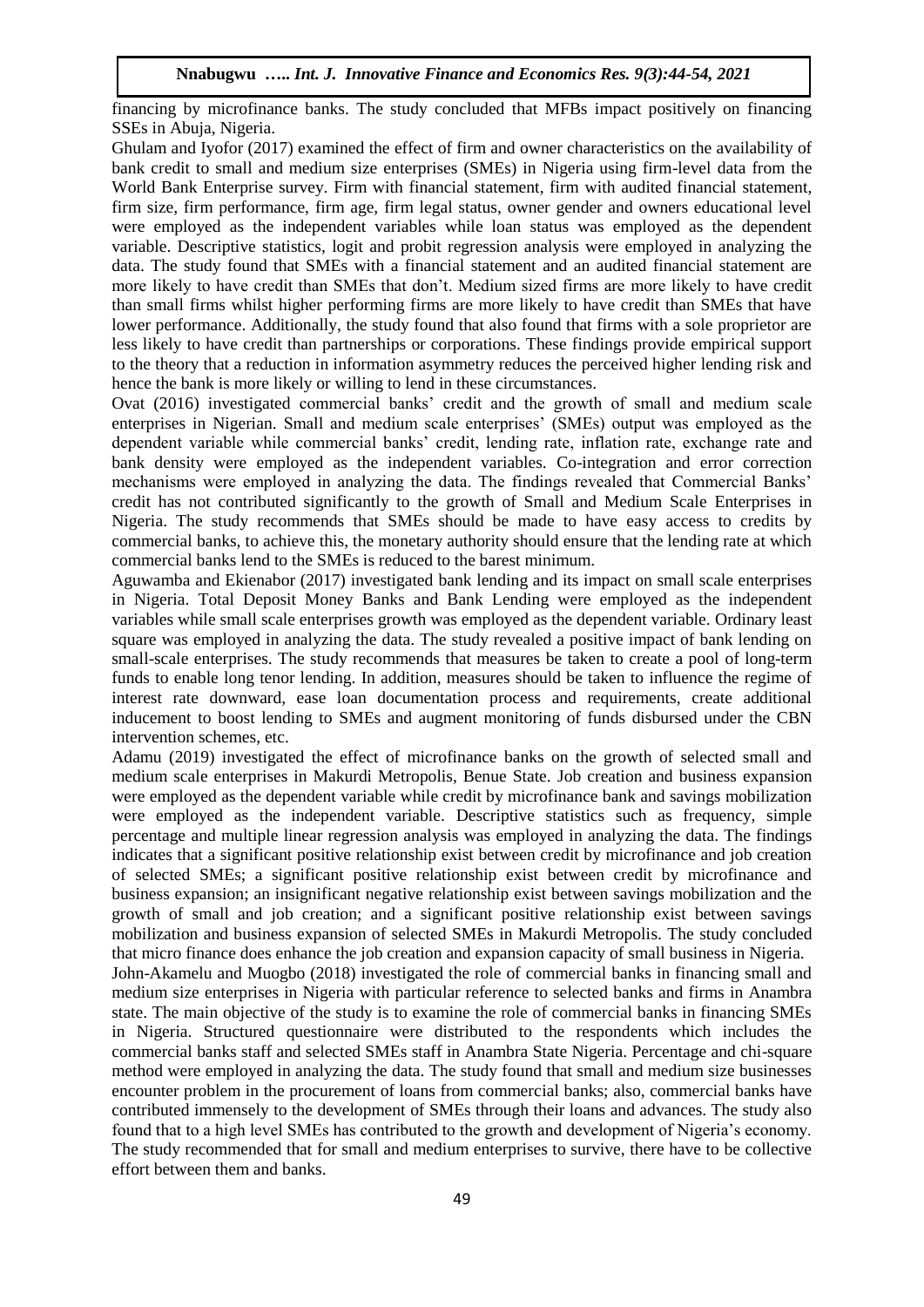financing by microfinance banks. The study concluded that MFBs impact positively on financing SSEs in Abuja, Nigeria.

Ghulam and Iyofor (2017) examined the effect of firm and owner characteristics on the availability of bank credit to small and medium size enterprises (SMEs) in Nigeria using firm-level data from the World Bank Enterprise survey. Firm with financial statement, firm with audited financial statement, firm size, firm performance, firm age, firm legal status, owner gender and owners educational level were employed as the independent variables while loan status was employed as the dependent variable. Descriptive statistics, logit and probit regression analysis were employed in analyzing the data. The study found that SMEs with a financial statement and an audited financial statement are more likely to have credit than SMEs that don't. Medium sized firms are more likely to have credit than small firms whilst higher performing firms are more likely to have credit than SMEs that have lower performance. Additionally, the study found that also found that firms with a sole proprietor are less likely to have credit than partnerships or corporations. These findings provide empirical support to the theory that a reduction in information asymmetry reduces the perceived higher lending risk and hence the bank is more likely or willing to lend in these circumstances.

Ovat (2016) investigated commercial banks' credit and the growth of small and medium scale enterprises in Nigerian. Small and medium scale enterprises' (SMEs) output was employed as the dependent variable while commercial banks' credit, lending rate, inflation rate, exchange rate and bank density were employed as the independent variables. Co-integration and error correction mechanisms were employed in analyzing the data. The findings revealed that Commercial Banks' credit has not contributed significantly to the growth of Small and Medium Scale Enterprises in Nigeria. The study recommends that SMEs should be made to have easy access to credits by commercial banks, to achieve this, the monetary authority should ensure that the lending rate at which commercial banks lend to the SMEs is reduced to the barest minimum.

Aguwamba and Ekienabor (2017) investigated bank lending and its impact on small scale enterprises in Nigeria. Total Deposit Money Banks and Bank Lending were employed as the independent variables while small scale enterprises growth was employed as the dependent variable. Ordinary least square was employed in analyzing the data. The study revealed a positive impact of bank lending on small-scale enterprises. The study recommends that measures be taken to create a pool of long-term funds to enable long tenor lending. In addition, measures should be taken to influence the regime of interest rate downward, ease loan documentation process and requirements, create additional inducement to boost lending to SMEs and augment monitoring of funds disbursed under the CBN intervention schemes, etc.

Adamu (2019) investigated the effect of microfinance banks on the growth of selected small and medium scale enterprises in Makurdi Metropolis, Benue State. Job creation and business expansion were employed as the dependent variable while credit by microfinance bank and savings mobilization were employed as the independent variable. Descriptive statistics such as frequency, simple percentage and multiple linear regression analysis was employed in analyzing the data. The findings indicates that a significant positive relationship exist between credit by microfinance and job creation of selected SMEs; a significant positive relationship exist between credit by microfinance and business expansion; an insignificant negative relationship exist between savings mobilization and the growth of small and job creation; and a significant positive relationship exist between savings mobilization and business expansion of selected SMEs in Makurdi Metropolis. The study concluded that micro finance does enhance the job creation and expansion capacity of small business in Nigeria.

John-Akamelu and Muogbo (2018) investigated the role of commercial banks in financing small and medium size enterprises in Nigeria with particular reference to selected banks and firms in Anambra state. The main objective of the study is to examine the role of commercial banks in financing SMEs in Nigeria. Structured questionnaire were distributed to the respondents which includes the commercial banks staff and selected SMEs staff in Anambra State Nigeria. Percentage and chi-square method were employed in analyzing the data. The study found that small and medium size businesses encounter problem in the procurement of loans from commercial banks; also, commercial banks have contributed immensely to the development of SMEs through their loans and advances. The study also found that to a high level SMEs has contributed to the growth and development of Nigeria's economy. The study recommended that for small and medium enterprises to survive, there have to be collective effort between them and banks.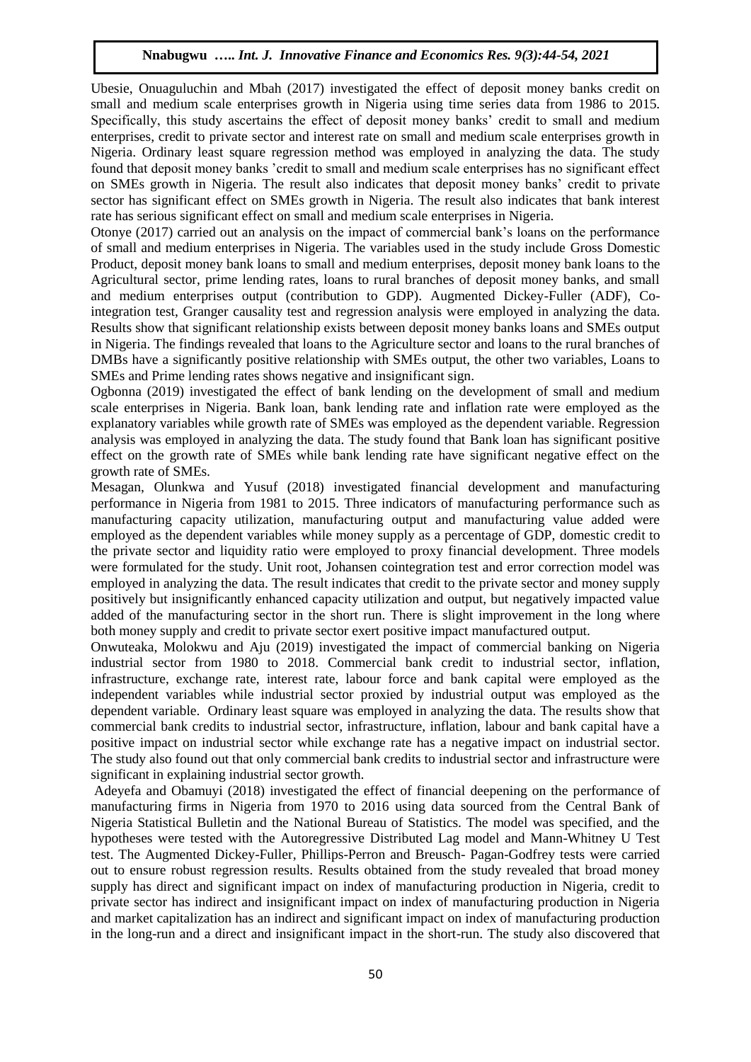Ubesie, Onuaguluchin and Mbah (2017) investigated the effect of deposit money banks credit on small and medium scale enterprises growth in Nigeria using time series data from 1986 to 2015. Specifically, this study ascertains the effect of deposit money banks' credit to small and medium enterprises, credit to private sector and interest rate on small and medium scale enterprises growth in Nigeria. Ordinary least square regression method was employed in analyzing the data. The study found that deposit money banks 'credit to small and medium scale enterprises has no significant effect on SMEs growth in Nigeria. The result also indicates that deposit money banks' credit to private sector has significant effect on SMEs growth in Nigeria. The result also indicates that bank interest rate has serious significant effect on small and medium scale enterprises in Nigeria.

Otonye (2017) carried out an analysis on the impact of commercial bank's loans on the performance of small and medium enterprises in Nigeria. The variables used in the study include Gross Domestic Product, deposit money bank loans to small and medium enterprises, deposit money bank loans to the Agricultural sector, prime lending rates, loans to rural branches of deposit money banks, and small and medium enterprises output (contribution to GDP). Augmented Dickey-Fuller (ADF), Co-integration test, Granger causality test and regression analysis were employed in analyzing the data. Results show that significant relationship exists between deposit money banks loans and SMEs output in Nigeria. The findings revealed that loans to the Agriculture sector and loans to the rural branches of DMBs have a significantly positive relationship with SMEs output, the other two variables, Loans to SMEs and Prime lending rates shows negative and insignificant sign.

Ogbonna (2019) investigated the effect of bank lending on the development of small and medium scale enterprises in Nigeria. Bank loan, bank lending rate and inflation rate were employed as the explanatory variables while growth rate of SMEs was employed as the dependent variable. Regression analysis was employed in analyzing the data. The study found that Bank loan has significant positive effect on the growth rate of SMEs while bank lending rate have significant negative effect on the growth rate of SMEs.

Mesagan, Olunkwa and Yusuf (2018) investigated financial development and manufacturing performance in Nigeria from 1981 to 2015. Three indicators of manufacturing performance such as manufacturing capacity utilization, manufacturing output and manufacturing value added were employed as the dependent variables while money supply as a percentage of GDP, domestic credit to the private sector and liquidity ratio were employed to proxy financial development. Three models were formulated for the study. Unit root, Johansen cointegration test and error correction model was employed in analyzing the data. The result indicates that credit to the private sector and money supply positively but insignificantly enhanced capacity utilization and output, but negatively impacted value added of the manufacturing sector in the short run. There is slight improvement in the long where both money supply and credit to private sector exert positive impact manufactured output.

Onwuteaka, Molokwu and Aju (2019) investigated the impact of commercial banking on Nigeria industrial sector from 1980 to 2018. Commercial bank credit to industrial sector, inflation, infrastructure, exchange rate, interest rate, labour force and bank capital were employed as the independent variables while industrial sector proxied by industrial output was employed as the dependent variable. Ordinary least square was employed in analyzing the data. The results show that commercial bank credits to industrial sector, infrastructure, inflation, labour and bank capital have a positive impact on industrial sector while exchange rate has a negative impact on industrial sector. The study also found out that only commercial bank credits to industrial sector and infrastructure were significant in explaining industrial sector growth.

Adeyefa and Obamuyi (2018) investigated the effect of financial deepening on the performance of manufacturing firms in Nigeria from 1970 to 2016 using data sourced from the Central Bank of Nigeria Statistical Bulletin and the National Bureau of Statistics. The model was specified, and the hypotheses were tested with the Autoregressive Distributed Lag model and Mann-Whitney U Test test. The Augmented Dickey-Fuller, Phillips-Perron and Breusch- Pagan-Godfrey tests were carried out to ensure robust regression results. Results obtained from the study revealed that broad money supply has direct and significant impact on index of manufacturing production in Nigeria, credit to private sector has indirect and insignificant impact on index of manufacturing production in Nigeria and market capitalization has an indirect and significant impact on index of manufacturing production in the long-run and a direct and insignificant impact in the short-run. The study also discovered that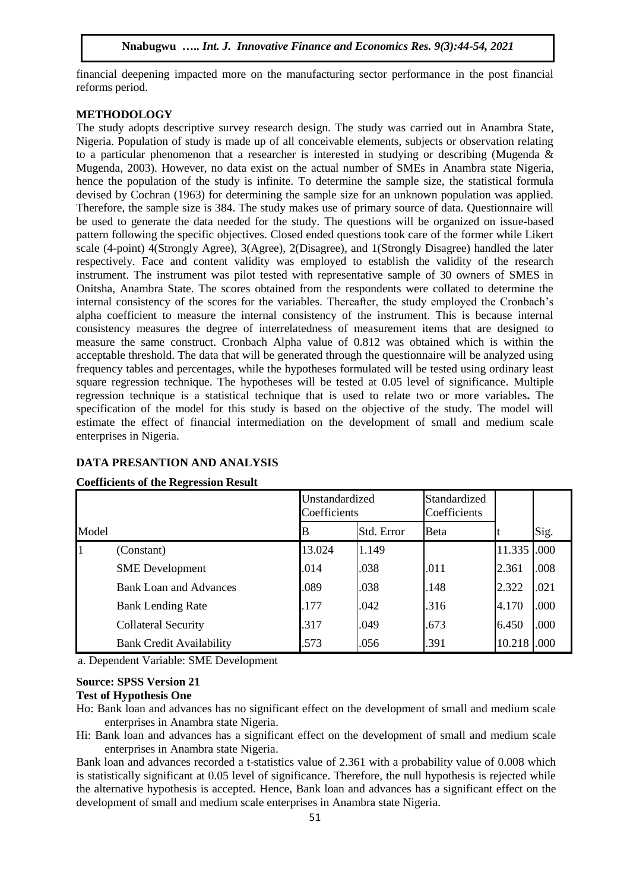financial deepening impacted more on the manufacturing sector performance in the post financial reforms period.

## METHODOLOGY

The study adopts descriptive survey research design. The study was carried out in Anambra State, Nigeria. Population of study is made up of all conceivable elements, subjects or observation relating to a particular phenomenon that a researcher is interested in studying or describing (Mugenda & Mugenda, 2003). However, no data exist on the actual number of SMEs in Anambra state Nigeria, hence the population of the study is infinite. To determine the sample size, the statistical formula devised by Cochran (1963) for determining the sample size for an unknown population was applied. Therefore, the sample size is 384. The study makes use of primary source of data. Questionnaire will be used to generate the data needed for the study. The questions will be organized on issue-based pattern following the specific objectives. Closed ended questions took care of the former while Likert scale (4-point) 4(Strongly Agree), 3(Agree), 2(Disagree), and 1(Strongly Disagree) handled the later respectively. Face and content validity was employed to establish the validity of the research instrument. The instrument was pilot tested with representative sample of 30 owners of SMES in Onitsha, Anambra State. The scores obtained from the respondents were collated to determine the internal consistency of the scores for the variables. Thereafter, the study employed the Cronbach's alpha coefficient to measure the internal consistency of the instrument. This is because internal consistency measures the degree of interrelatedness of measurement items that are designed to measure the same construct. Cronbach Alpha value of 0.812 was obtained which is within the acceptable threshold. The data that will be generated through the questionnaire will be analyzed using frequency tables and percentages, while the hypotheses formulated will be tested using ordinary least square regression technique. The hypotheses will be tested at 0.05 level of significance. Multiple regression technique is a statistical technique that is used to relate two or more variables**.** The specification of the model for this study is based on the objective of the study. The model will estimate the effect of financial intermediation on the development of small and medium scale enterprises in Nigeria.

## DATA PRESANTION AND ANALYSIS

**Coefficients of the Regression Result**

| Model | | Unstandardized Coefficients | | Standardized Coefficients | | |
|---|---|---|---|---|---|---|
| | | B | Std. Error | Beta | t | Sig. |
| 1 | (Constant) | 13.024 | 1.149 | | 11.335 | .000 |
| | SME Development | .014 | .038 | .011 | 2.361 | .008 |
| | Bank Loan and Advances | .089 | .038 | .148 | 2.322 | .021 |
| | Bank Lending Rate | .177 | .042 | .316 | 4.170 | .000 |
| | Collateral Security | .317 | .049 | .673 | 6.450 | .000 |
| | Bank Credit Availability | .573 | .056 | .391 | 10.218 | .000 |

a. Dependent Variable: SME Development

**Source: SPSS Version 21**

**Test of Hypothesis One**

Ho: Bank loan and advances has no significant effect on the development of small and medium scale enterprises in Anambra state Nigeria.

Hi: Bank loan and advances has a significant effect on the development of small and medium scale enterprises in Anambra state Nigeria.

Bank loan and advances recorded a t-statistics value of 2.361 with a probability value of 0.008 which is statistically significant at 0.05 level of significance. Therefore, the null hypothesis is rejected while the alternative hypothesis is accepted. Hence, Bank loan and advances has a significant effect on the development of small and medium scale enterprises in Anambra state Nigeria.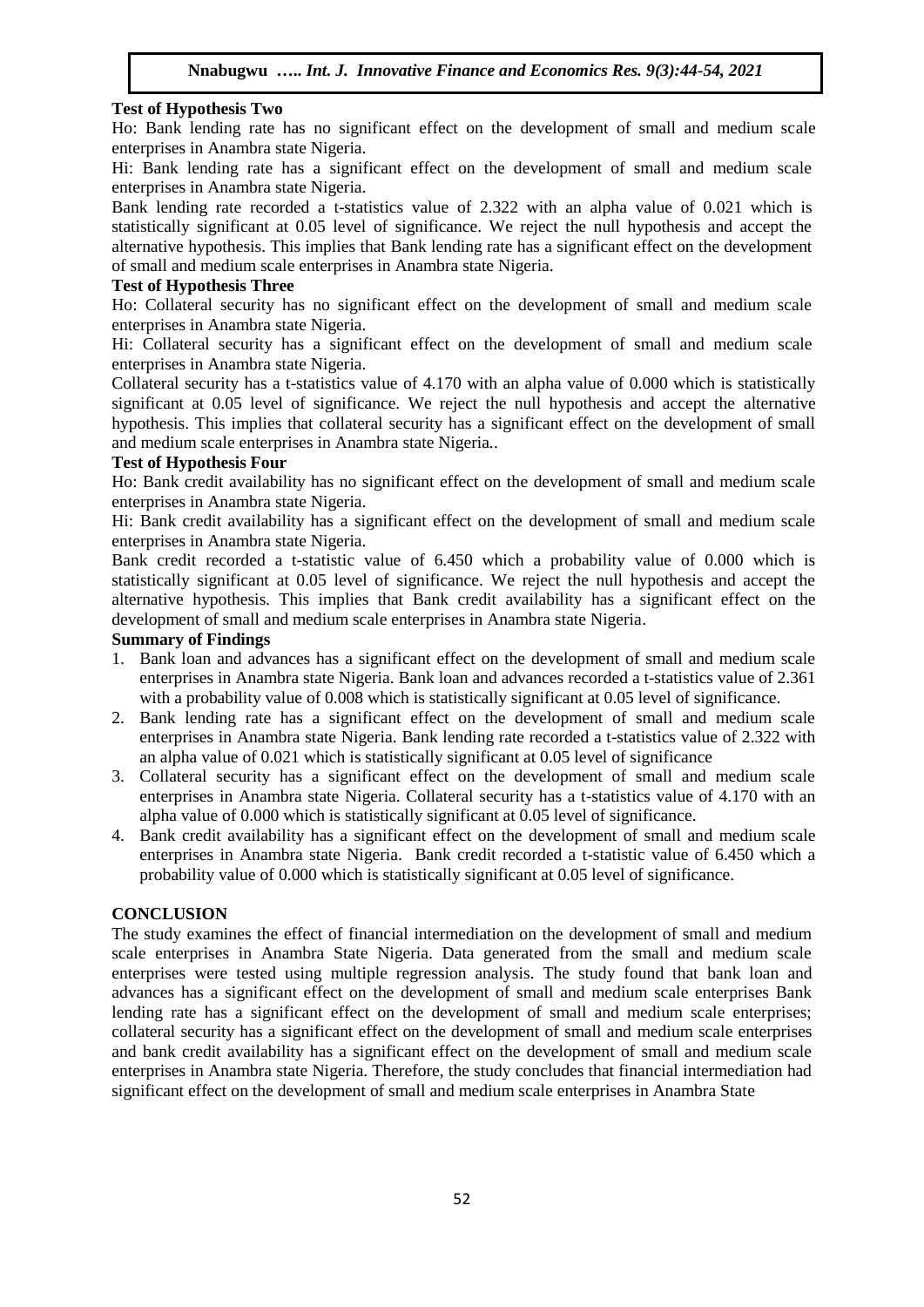**Test of Hypothesis Two**

Ho: Bank lending rate has no significant effect on the development of small and medium scale enterprises in Anambra state Nigeria.

Hi: Bank lending rate has a significant effect on the development of small and medium scale enterprises in Anambra state Nigeria.

Bank lending rate recorded a t-statistics value of 2.322 with an alpha value of 0.021 which is statistically significant at 0.05 level of significance. We reject the null hypothesis and accept the alternative hypothesis. This implies that Bank lending rate has a significant effect on the development of small and medium scale enterprises in Anambra state Nigeria.

**Test of Hypothesis Three**

Ho: Collateral security has no significant effect on the development of small and medium scale enterprises in Anambra state Nigeria.

Hi: Collateral security has a significant effect on the development of small and medium scale enterprises in Anambra state Nigeria.

Collateral security has a t-statistics value of 4.170 with an alpha value of 0.000 which is statistically significant at 0.05 level of significance. We reject the null hypothesis and accept the alternative hypothesis. This implies that collateral security has a significant effect on the development of small and medium scale enterprises in Anambra state Nigeria..

**Test of Hypothesis Four**

Ho: Bank credit availability has no significant effect on the development of small and medium scale enterprises in Anambra state Nigeria.

Hi: Bank credit availability has a significant effect on the development of small and medium scale enterprises in Anambra state Nigeria.

Bank credit recorded a t-statistic value of 6.450 which a probability value of 0.000 which is statistically significant at 0.05 level of significance. We reject the null hypothesis and accept the alternative hypothesis. This implies that Bank credit availability has a significant effect on the development of small and medium scale enterprises in Anambra state Nigeria.

**Summary of Findings**

1. Bank loan and advances has a significant effect on the development of small and medium scale enterprises in Anambra state Nigeria. Bank loan and advances recorded a t-statistics value of 2.361 with a probability value of 0.008 which is statistically significant at 0.05 level of significance.
2. Bank lending rate has a significant effect on the development of small and medium scale enterprises in Anambra state Nigeria. Bank lending rate recorded a t-statistics value of 2.322 with an alpha value of 0.021 which is statistically significant at 0.05 level of significance
3. Collateral security has a significant effect on the development of small and medium scale enterprises in Anambra state Nigeria. Collateral security has a t-statistics value of 4.170 with an alpha value of 0.000 which is statistically significant at 0.05 level of significance.
4. Bank credit availability has a significant effect on the development of small and medium scale enterprises in Anambra state Nigeria. Bank credit recorded a t-statistic value of 6.450 which a probability value of 0.000 which is statistically significant at 0.05 level of significance.

## CONCLUSION

The study examines the effect of financial intermediation on the development of small and medium scale enterprises in Anambra State Nigeria. Data generated from the small and medium scale enterprises were tested using multiple regression analysis. The study found that bank loan and advances has a significant effect on the development of small and medium scale enterprises Bank lending rate has a significant effect on the development of small and medium scale enterprises; collateral security has a significant effect on the development of small and medium scale enterprises and bank credit availability has a significant effect on the development of small and medium scale enterprises in Anambra state Nigeria. Therefore, the study concludes that financial intermediation had significant effect on the development of small and medium scale enterprises in Anambra State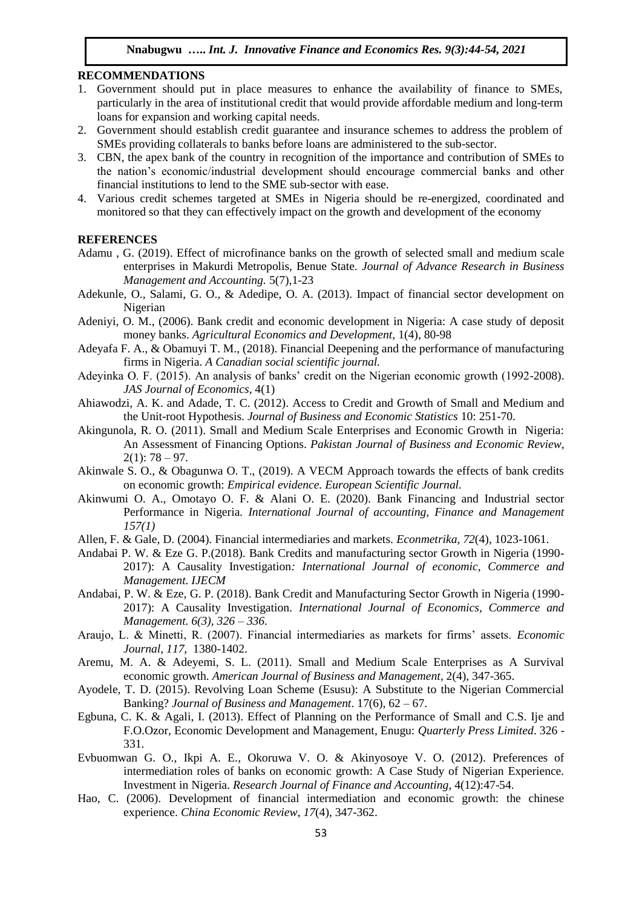## RECOMMENDATIONS

1. Government should put in place measures to enhance the availability of finance to SMEs, particularly in the area of institutional credit that would provide affordable medium and long-term loans for expansion and working capital needs.
2. Government should establish credit guarantee and insurance schemes to address the problem of SMEs providing collaterals to banks before loans are administered to the sub-sector.
3. CBN, the apex bank of the country in recognition of the importance and contribution of SMEs to the nation's economic/industrial development should encourage commercial banks and other financial institutions to lend to the SME sub-sector with ease.
4. Various credit schemes targeted at SMEs in Nigeria should be re-energized, coordinated and monitored so that they can effectively impact on the growth and development of the economy

## REFERENCES

Adamu , G. (2019). Effect of microfinance banks on the growth of selected small and medium scale enterprises in Makurdi Metropolis, Benue State. *Journal of Advance Research in Business Management and Accounting.* 5(7),1-23

Adekunle, O., Salami, G. O., & Adedipe, O. A. (2013). Impact of financial sector development on Nigerian

Adeniyi, O. M., (2006). Bank credit and economic development in Nigeria: A case study of deposit money banks. *Agricultural Economics and Development,* 1(4), 80-98

Adeyafa F. A., & Obamuyi T. M., (2018). Financial Deepening and the performance of manufacturing firms in Nigeria. *A Canadian social scientific journal.*

Adeyinka O. F. (2015). An analysis of banks' credit on the Nigerian economic growth (1992-2008). *JAS Journal of Economics,* 4(1)

Ahiawodzi, A. K. and Adade, T. C. (2012). Access to Credit and Growth of Small and Medium and the Unit-root Hypothesis. *Journal of Business and Economic Statistics* 10: 251-70.

Akingunola, R. O. (2011). Small and Medium Scale Enterprises and Economic Growth in Nigeria: An Assessment of Financing Options. *Pakistan Journal of Business and Economic Review,* 2(1): 78 – 97.

Akinwale S. O., & Obagunwa O. T., (2019). A VECM Approach towards the effects of bank credits on economic growth: *Empirical evidence. European Scientific Journal.*

Akinwumi O. A., Omotayo O. F. & Alani O. E. (2020). Bank Financing and Industrial sector Performance in Nigeria*. International Journal of accounting, Finance and Management 157(1)*

Allen, F. & Gale, D. (2004). Financial intermediaries and markets. *Econmetrika*, *72*(4), 1023-1061.

Andabai P. W. & Eze G. P.(2018). Bank Credits and manufacturing sector Growth in Nigeria (1990-2017): A Causality Investigation*: International Journal of economic, Commerce and Management. IJECM*

Andabai, P. W. & Eze, G. P. (2018). Bank Credit and Manufacturing Sector Growth in Nigeria (1990-2017): A Causality Investigation. *International Journal of Economics, Commerce and Management. 6(3), 326 – 336.*

Araujo, L. & Minetti, R. (2007). Financial intermediaries as markets for firms' assets. *Economic Journal*, *117*, 1380-1402.

Aremu, M. A. & Adeyemi, S. L. (2011). Small and Medium Scale Enterprises as A Survival economic growth. *American Journal of Business and Management*, 2(4), 347-365.

Ayodele, T. D. (2015). Revolving Loan Scheme (Esusu): A Substitute to the Nigerian Commercial Banking? *Journal of Business and Management*. 17(6), 62 – 67.

Egbuna, C. K. & Agali, I. (2013). Effect of Planning on the Performance of Small and C.S. Ije and F.O.Ozor, Economic Development and Management, Enugu: *Quarterly Press Limited*. 326 - 331.

Evbuomwan G. O., Ikpi A. E., Okoruwa V. O. & Akinyosoye V. O. (2012). Preferences of intermediation roles of banks on economic growth: A Case Study of Nigerian Experience. Investment in Nigeria. *Research Journal of Finance and Accounting*, 4(12):47-54.

Hao, C. (2006). Development of financial intermediation and economic growth: the chinese experience. *China Economic Review*, *17*(4), 347-362.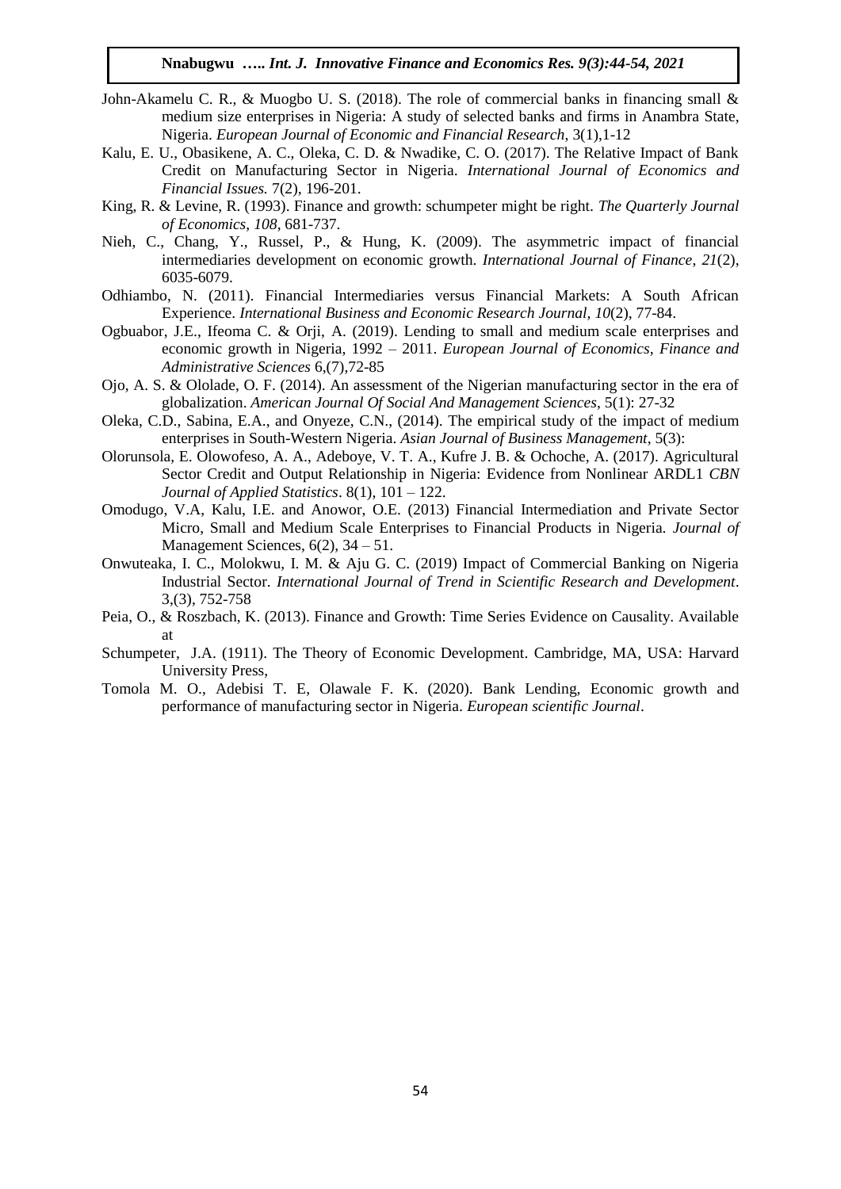John-Akamelu C. R., & Muogbo U. S. (2018). The role of commercial banks in financing small & medium size enterprises in Nigeria: A study of selected banks and firms in Anambra State, Nigeria. *European Journal of Economic and Financial Research*, 3(1),1-12

Kalu, E. U., Obasikene, A. C., Oleka, C. D. & Nwadike, C. O. (2017). The Relative Impact of Bank Credit on Manufacturing Sector in Nigeria. *International Journal of Economics and Financial Issues.* 7(2), 196-201.

King, R. & Levine, R. (1993). Finance and growth: schumpeter might be right. *The Quarterly Journal of Economics*, *108*, 681-737.

Nieh, C., Chang, Y., Russel, P., & Hung, K. (2009). The asymmetric impact of financial intermediaries development on economic growth. *International Journal of Finance*, *21*(2), 6035-6079.

Odhiambo, N. (2011). Financial Intermediaries versus Financial Markets: A South African Experience. *International Business and Economic Research Journal*, *10*(2), 77-84.

Ogbuabor, J.E., Ifeoma C. & Orji, A. (2019). Lending to small and medium scale enterprises and economic growth in Nigeria, 1992 – 2011. *European Journal of Economics, Finance and Administrative Sciences* 6,(7),72-85

Ojo, A. S. & Ololade, O. F. (2014). An assessment of the Nigerian manufacturing sector in the era of globalization. *American Journal Of Social And Management Sciences*, 5(1): 27-32

Oleka, C.D., Sabina, E.A., and Onyeze, C.N., (2014). The empirical study of the impact of medium enterprises in South-Western Nigeria. *Asian Journal of Business Management*, 5(3):

Olorunsola, E. Olowofeso, A. A., Adeboye, V. T. A., Kufre J. B. & Ochoche, A. (2017). Agricultural Sector Credit and Output Relationship in Nigeria: Evidence from Nonlinear ARDL1 *CBN Journal of Applied Statistics*. 8(1), 101 – 122.

Omodugo, V.A, Kalu, I.E. and Anowor, O.E. (2013) Financial Intermediation and Private Sector Micro, Small and Medium Scale Enterprises to Financial Products in Nigeria. *Journal of* Management Sciences, 6(2), 34 – 51.

Onwuteaka, I. C., Molokwu, I. M. & Aju G. C. (2019) Impact of Commercial Banking on Nigeria Industrial Sector. *International Journal of Trend in Scientific Research and Development*. 3,(3), 752-758

Peia, O., & Roszbach, K. (2013). Finance and Growth: Time Series Evidence on Causality. Available at

Schumpeter, J.A. (1911). The Theory of Economic Development. Cambridge, MA, USA: Harvard University Press,

Tomola M. O., Adebisi T. E, Olawale F. K. (2020). Bank Lending, Economic growth and performance of manufacturing sector in Nigeria. *European scientific Journal*.